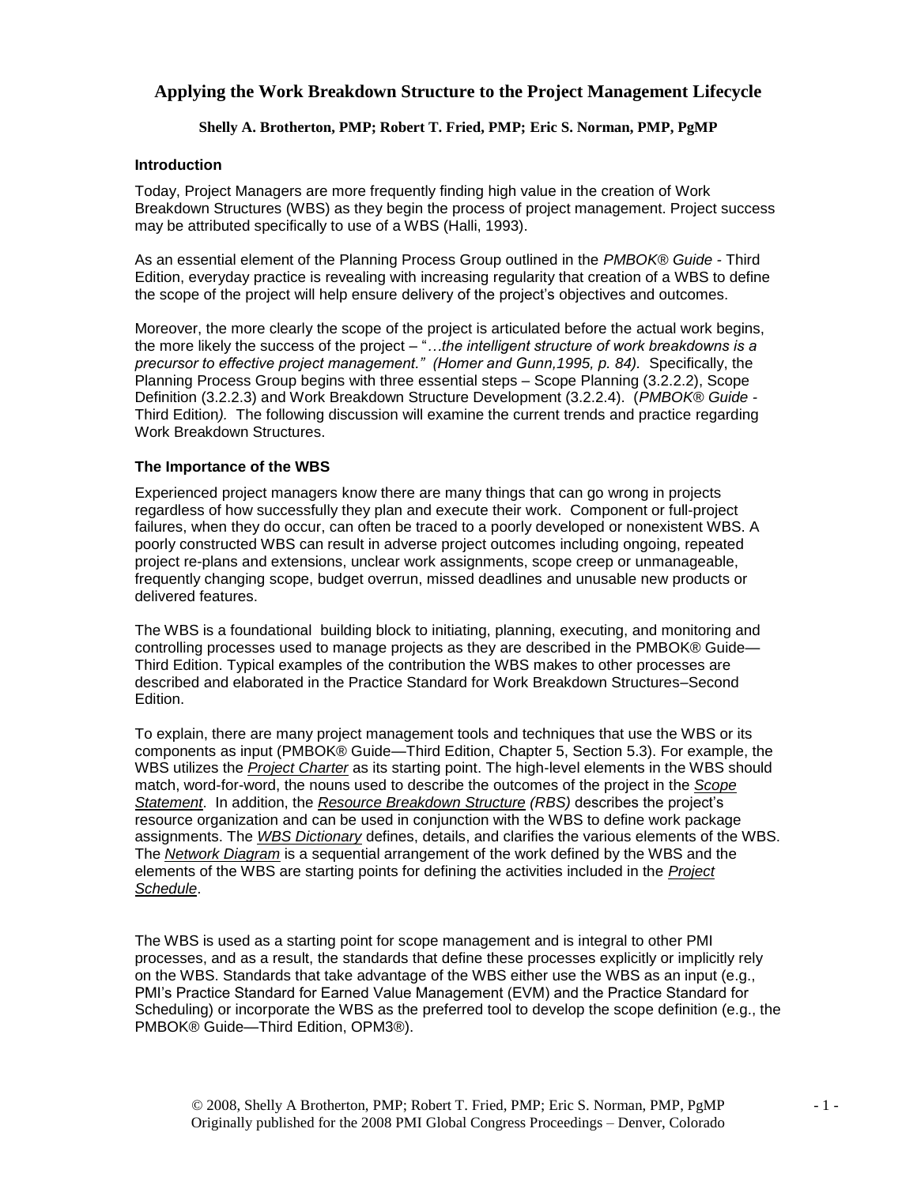# Applying the Work Breakdown Structure to the Project Management Lifecycle

**Shelly A. Brotherton, PMP; Robert T. Fried, PMP; Eric S. Norman, PMP, PgMP**

### Introduction

Today, Project Managers are more frequently finding high value in the creation of Work Breakdown Structures (WBS) as they begin the process of project management. Project success may be attributed specifically to use of a WBS (Halli, 1993).

As an essential element of the Planning Process Group outlined in the *PMBOK® Guide* - Third Edition, everyday practice is revealing with increasing regularity that creation of a WBS to define the scope of the project will help ensure delivery of the project's objectives and outcomes.

Moreover, the more clearly the scope of the project is articulated before the actual work begins, the more likely the success of the project – "*…the intelligent structure of work breakdowns is a precursor to effective project management." (Homer and Gunn,1995, p. 84).* Specifically, the Planning Process Group begins with three essential steps – Scope Planning (3.2.2.2), Scope Definition (3.2.2.3) and Work Breakdown Structure Development (3.2.2.4). (*PMBOK® Guide* - Third Edition*).* The following discussion will examine the current trends and practice regarding Work Breakdown Structures.

### The Importance of the WBS

Experienced project managers know there are many things that can go wrong in projects regardless of how successfully they plan and execute their work. Component or full-project failures, when they do occur, can often be traced to a poorly developed or nonexistent WBS. A poorly constructed WBS can result in adverse project outcomes including ongoing, repeated project re-plans and extensions, unclear work assignments, scope creep or unmanageable, frequently changing scope, budget overrun, missed deadlines and unusable new products or delivered features.

The WBS is a foundational building block to initiating, planning, executing, and monitoring and controlling processes used to manage projects as they are described in the PMBOK® Guide—Third Edition. Typical examples of the contribution the WBS makes to other processes are described and elaborated in the Practice Standard for Work Breakdown Structures–Second Edition.

To explain, there are many project management tools and techniques that use the WBS or its components as input (PMBOK® Guide—Third Edition, Chapter 5, Section 5.3). For example, the WBS utilizes the ***Project Charter*** as its starting point. The high-level elements in the WBS should match, word-for-word, the nouns used to describe the outcomes of the project in the ***Scope Statement***. In addition, the ***Resource Breakdown Structure*** *(RBS)* describes the project's resource organization and can be used in conjunction with the WBS to define work package assignments. The ***WBS Dictionary*** defines, details, and clarifies the various elements of the WBS. The ***Network Diagram*** is a sequential arrangement of the work defined by the WBS and the elements of the WBS are starting points for defining the activities included in the ***Project Schedule***.

The WBS is used as a starting point for scope management and is integral to other PMI processes, and as a result, the standards that define these processes explicitly or implicitly rely on the WBS. Standards that take advantage of the WBS either use the WBS as an input (e.g., PMI's Practice Standard for Earned Value Management (EVM) and the Practice Standard for Scheduling) or incorporate the WBS as the preferred tool to develop the scope definition (e.g., the PMBOK® Guide—Third Edition, OPM3®).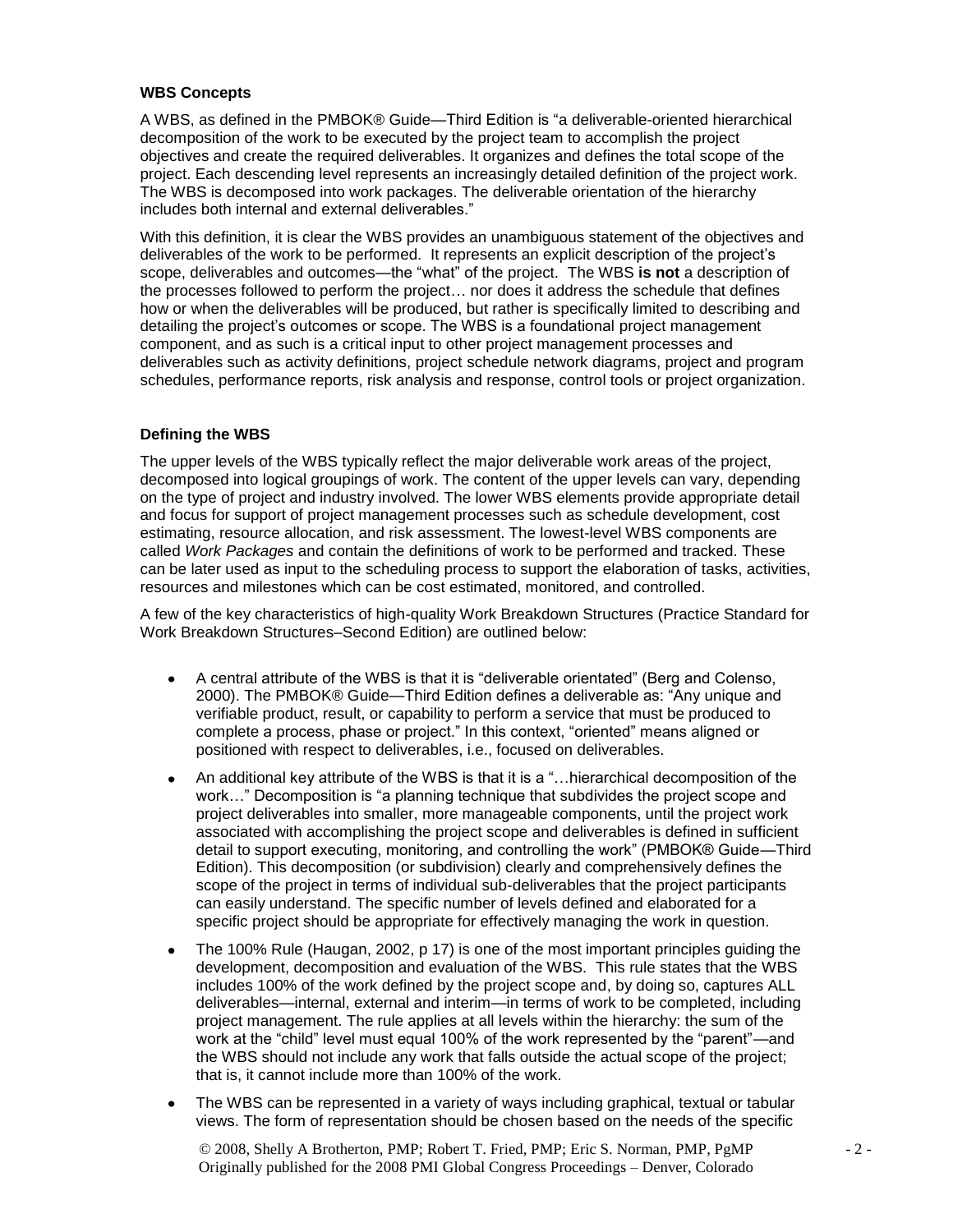### WBS Concepts

A WBS, as defined in the PMBOK® Guide—Third Edition is "a deliverable-oriented hierarchical decomposition of the work to be executed by the project team to accomplish the project objectives and create the required deliverables. It organizes and defines the total scope of the project. Each descending level represents an increasingly detailed definition of the project work. The WBS is decomposed into work packages. The deliverable orientation of the hierarchy includes both internal and external deliverables."

With this definition, it is clear the WBS provides an unambiguous statement of the objectives and deliverables of the work to be performed. It represents an explicit description of the project's scope, deliverables and outcomes—the "what" of the project. The WBS **is not** a description of the processes followed to perform the project… nor does it address the schedule that defines how or when the deliverables will be produced, but rather is specifically limited to describing and detailing the project's outcomes or scope. The WBS is a foundational project management component, and as such is a critical input to other project management processes and deliverables such as activity definitions, project schedule network diagrams, project and program schedules, performance reports, risk analysis and response, control tools or project organization.

### Defining the WBS

The upper levels of the WBS typically reflect the major deliverable work areas of the project, decomposed into logical groupings of work. The content of the upper levels can vary, depending on the type of project and industry involved. The lower WBS elements provide appropriate detail and focus for support of project management processes such as schedule development, cost estimating, resource allocation, and risk assessment. The lowest-level WBS components are called *Work Packages* and contain the definitions of work to be performed and tracked. These can be later used as input to the scheduling process to support the elaboration of tasks, activities, resources and milestones which can be cost estimated, monitored, and controlled.

A few of the key characteristics of high-quality Work Breakdown Structures (Practice Standard for Work Breakdown Structures–Second Edition) are outlined below:

- A central attribute of the WBS is that it is "deliverable orientated" (Berg and Colenso, 2000). The PMBOK® Guide—Third Edition defines a deliverable as: "Any unique and verifiable product, result, or capability to perform a service that must be produced to complete a process, phase or project." In this context, "oriented" means aligned or positioned with respect to deliverables, i.e., focused on deliverables.
- An additional key attribute of the WBS is that it is a "…hierarchical decomposition of the work…" Decomposition is "a planning technique that subdivides the project scope and project deliverables into smaller, more manageable components, until the project work associated with accomplishing the project scope and deliverables is defined in sufficient detail to support executing, monitoring, and controlling the work" (PMBOK® Guide—Third Edition). This decomposition (or subdivision) clearly and comprehensively defines the scope of the project in terms of individual sub-deliverables that the project participants can easily understand. The specific number of levels defined and elaborated for a specific project should be appropriate for effectively managing the work in question.
- The 100% Rule (Haugan, 2002, p 17) is one of the most important principles guiding the development, decomposition and evaluation of the WBS. This rule states that the WBS includes 100% of the work defined by the project scope and, by doing so, captures ALL deliverables—internal, external and interim—in terms of work to be completed, including project management. The rule applies at all levels within the hierarchy: the sum of the work at the "child" level must equal 100% of the work represented by the "parent"—and the WBS should not include any work that falls outside the actual scope of the project; that is, it cannot include more than 100% of the work.
- The WBS can be represented in a variety of ways including graphical, textual or tabular views. The form of representation should be chosen based on the needs of the specific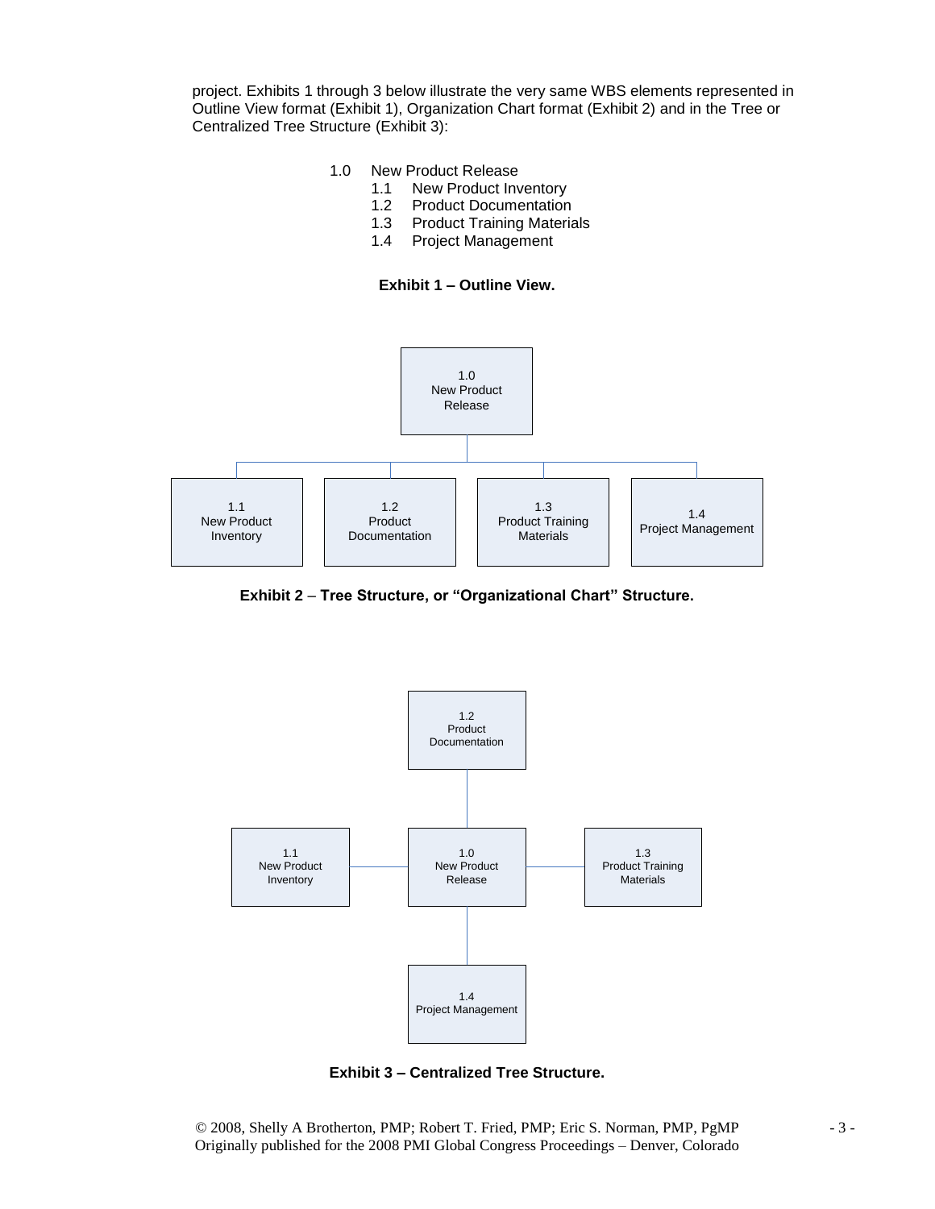project. Exhibits 1 through 3 below illustrate the very same WBS elements represented in Outline View format (Exhibit 1), Organization Chart format (Exhibit 2) and in the Tree or Centralized Tree Structure (Exhibit 3):

1.0 New Product Release
- 1.1 New Product Inventory
- 1.2 Product Documentation
- 1.3 Product Training Materials
- 1.4 Project Management

**Exhibit 1 – Outline View.**

1.0 New Product Release

1.1 New Product Inventory

1.2 Product Documentation

1.3 Product Training Materials

1.4 Project Management

**Exhibit 2 – Tree Structure, or "Organizational Chart" Structure.**

1.2 Product Documentation

1.1 New Product Inventory

1.0 New Product Release

1.3 Product Training Materials

1.4 Project Management

**Exhibit 3 – Centralized Tree Structure.**

© 2008, Shelly A Brotherton, PMP; Robert T. Fried, PMP; Eric S. Norman, PMP, PgMP
Originally published for the 2008 PMI Global Congress Proceedings – Denver, Colorado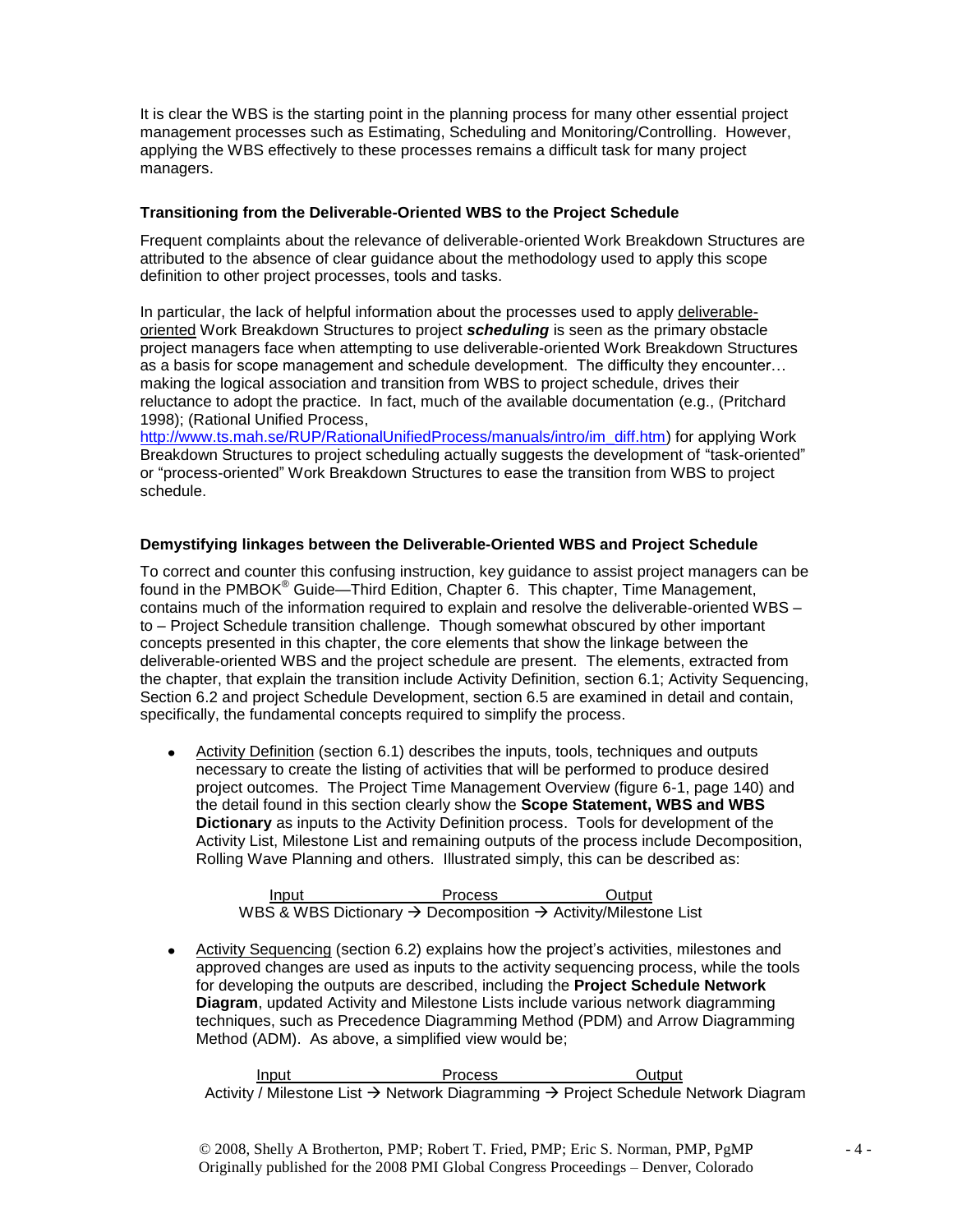It is clear the WBS is the starting point in the planning process for many other essential project management processes such as Estimating, Scheduling and Monitoring/Controlling. However, applying the WBS effectively to these processes remains a difficult task for many project managers.

### Transitioning from the Deliverable-Oriented WBS to the Project Schedule

Frequent complaints about the relevance of deliverable-oriented Work Breakdown Structures are attributed to the absence of clear guidance about the methodology used to apply this scope definition to other project processes, tools and tasks.

In particular, the lack of helpful information about the processes used to apply deliverable-oriented Work Breakdown Structures to project ***scheduling*** is seen as the primary obstacle project managers face when attempting to use deliverable-oriented Work Breakdown Structures as a basis for scope management and schedule development. The difficulty they encounter… making the logical association and transition from WBS to project schedule, drives their reluctance to adopt the practice. In fact, much of the available documentation (e.g., (Pritchard 1998); (Rational Unified Process, http://www.ts.mah.se/RUP/RationalUnifiedProcess/manuals/intro/im_diff.htm) for applying Work Breakdown Structures to project scheduling actually suggests the development of "task-oriented" or "process-oriented" Work Breakdown Structures to ease the transition from WBS to project schedule.

### Demystifying linkages between the Deliverable-Oriented WBS and Project Schedule

To correct and counter this confusing instruction, key guidance to assist project managers can be found in the PMBOK® Guide—Third Edition, Chapter 6. This chapter, Time Management, contains much of the information required to explain and resolve the deliverable-oriented WBS – to – Project Schedule transition challenge. Though somewhat obscured by other important concepts presented in this chapter, the core elements that show the linkage between the deliverable-oriented WBS and the project schedule are present. The elements, extracted from the chapter, that explain the transition include Activity Definition, section 6.1; Activity Sequencing, Section 6.2 and project Schedule Development, section 6.5 are examined in detail and contain, specifically, the fundamental concepts required to simplify the process.

- Activity Definition (section 6.1) describes the inputs, tools, techniques and outputs necessary to create the listing of activities that will be performed to produce desired project outcomes. The Project Time Management Overview (figure 6-1, page 140) and the detail found in this section clearly show the **Scope Statement, WBS and WBS Dictionary** as inputs to the Activity Definition process. Tools for development of the Activity List, Milestone List and remaining outputs of the process include Decomposition, Rolling Wave Planning and others. Illustrated simply, this can be described as:

| Input | | Process | | Output |
|---|---|---|---|---|
| WBS & WBS Dictionary | → | Decomposition | → | Activity/Milestone List |

- Activity Sequencing (section 6.2) explains how the project's activities, milestones and approved changes are used as inputs to the activity sequencing process, while the tools for developing the outputs are described, including the **Project Schedule Network Diagram**, updated Activity and Milestone Lists include various network diagramming techniques, such as Precedence Diagramming Method (PDM) and Arrow Diagramming Method (ADM). As above, a simplified view would be;

| Input | | Process | | Output |
|---|---|---|---|---|
| Activity / Milestone List | → | Network Diagramming | → | Project Schedule Network Diagram |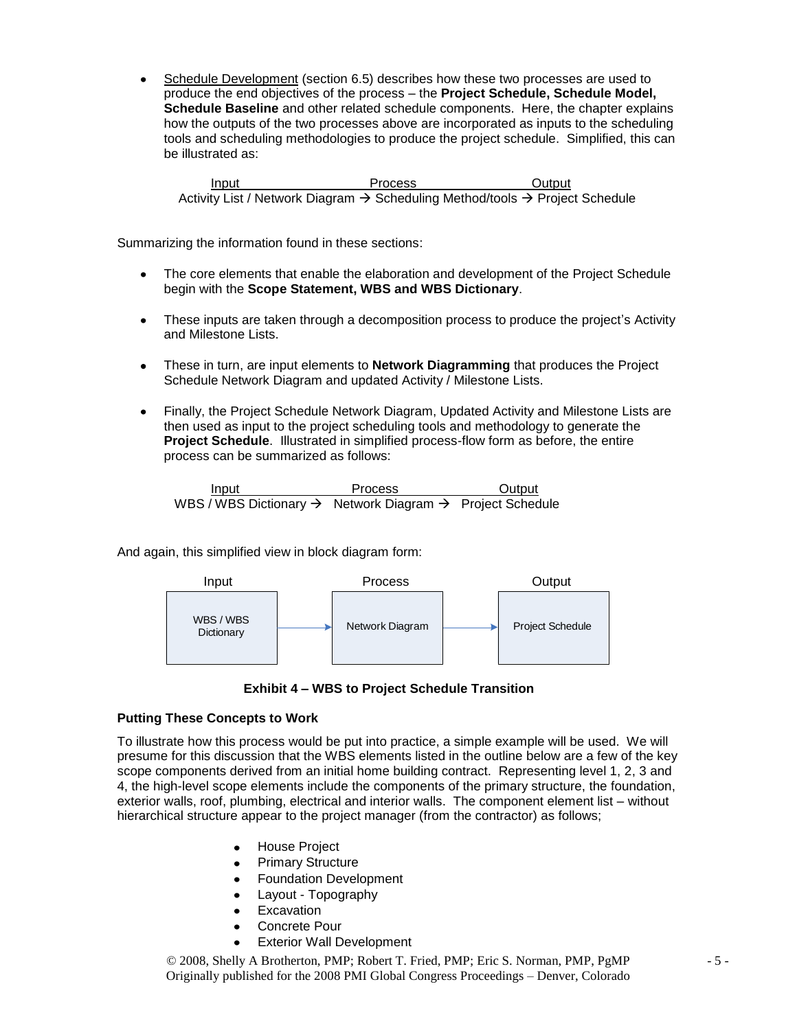- Schedule Development (section 6.5) describes how these two processes are used to produce the end objectives of the process – the **Project Schedule, Schedule Model, Schedule Baseline** and other related schedule components. Here, the chapter explains how the outputs of the two processes above are incorporated as inputs to the scheduling tools and scheduling methodologies to produce the project schedule. Simplified, this can be illustrated as:

| Input | Process | Output |
| --- | --- | --- |
| Activity List / Network Diagram → | Scheduling Method/tools → | Project Schedule |

Summarizing the information found in these sections:

- The core elements that enable the elaboration and development of the Project Schedule begin with the **Scope Statement, WBS and WBS Dictionary**.
- These inputs are taken through a decomposition process to produce the project's Activity and Milestone Lists.
- These in turn, are input elements to **Network Diagramming** that produces the Project Schedule Network Diagram and updated Activity / Milestone Lists.
- Finally, the Project Schedule Network Diagram, Updated Activity and Milestone Lists are then used as input to the project scheduling tools and methodology to generate the **Project Schedule**. Illustrated in simplified process-flow form as before, the entire process can be summarized as follows:

| Input | Process | Output |
| --- | --- | --- |
| WBS / WBS Dictionary → | Network Diagram → | Project Schedule |

And again, this simplified view in block diagram form:

| Input | Process | Output |
| --- | --- | --- |
| WBS / WBS Dictionary → | Network Diagram → | Project Schedule |

**Exhibit 4 – WBS to Project Schedule Transition**

**Putting These Concepts to Work**

To illustrate how this process would be put into practice, a simple example will be used. We will presume for this discussion that the WBS elements listed in the outline below are a few of the key scope components derived from an initial home building contract. Representing level 1, 2, 3 and 4, the high-level scope elements include the components of the primary structure, the foundation, exterior walls, roof, plumbing, electrical and interior walls. The component element list – without hierarchical structure appear to the project manager (from the contractor) as follows;

- House Project
- Primary Structure
- Foundation Development
- Layout - Topography
- Excavation
- Concrete Pour
- Exterior Wall Development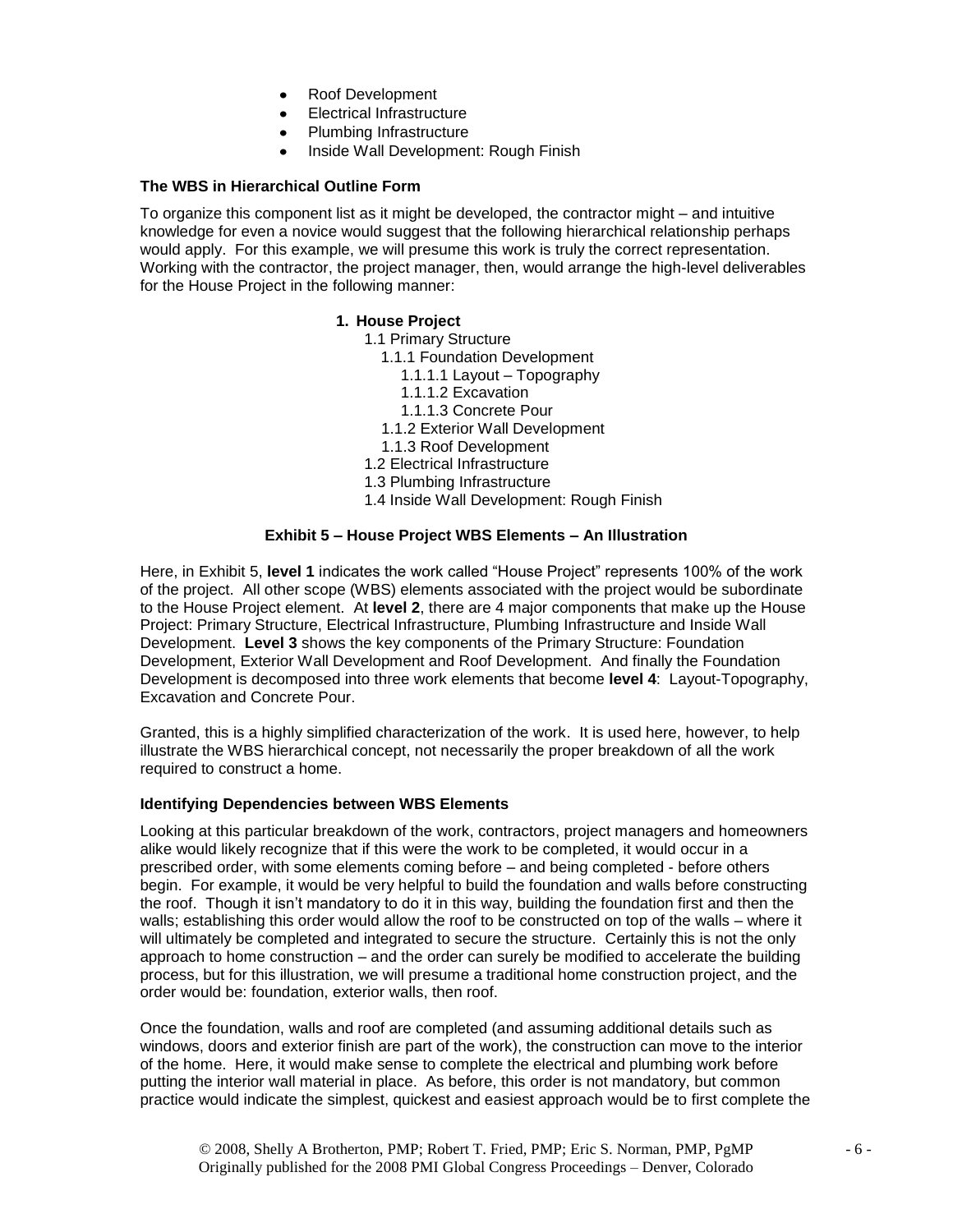- Roof Development
- Electrical Infrastructure
- Plumbing Infrastructure
- Inside Wall Development: Rough Finish

### The WBS in Hierarchical Outline Form

To organize this component list as it might be developed, the contractor might – and intuitive knowledge for even a novice would suggest that the following hierarchical relationship perhaps would apply. For this example, we will presume this work is truly the correct representation. Working with the contractor, the project manager, then, would arrange the high-level deliverables for the House Project in the following manner:

**1. House Project**
- 1.1 Primary Structure
  - 1.1.1 Foundation Development
    - 1.1.1.1 Layout – Topography
    - 1.1.1.2 Excavation
    - 1.1.1.3 Concrete Pour
  - 1.1.2 Exterior Wall Development
  - 1.1.3 Roof Development
- 1.2 Electrical Infrastructure
- 1.3 Plumbing Infrastructure
- 1.4 Inside Wall Development: Rough Finish

**Exhibit 5 – House Project WBS Elements – An Illustration**

Here, in Exhibit 5, **level 1** indicates the work called "House Project" represents 100% of the work of the project. All other scope (WBS) elements associated with the project would be subordinate to the House Project element. At **level 2**, there are 4 major components that make up the House Project: Primary Structure, Electrical Infrastructure, Plumbing Infrastructure and Inside Wall Development. **Level 3** shows the key components of the Primary Structure: Foundation Development, Exterior Wall Development and Roof Development. And finally the Foundation Development is decomposed into three work elements that become **level 4**: Layout-Topography, Excavation and Concrete Pour.

Granted, this is a highly simplified characterization of the work. It is used here, however, to help illustrate the WBS hierarchical concept, not necessarily the proper breakdown of all the work required to construct a home.

### Identifying Dependencies between WBS Elements

Looking at this particular breakdown of the work, contractors, project managers and homeowners alike would likely recognize that if this were the work to be completed, it would occur in a prescribed order, with some elements coming before – and being completed - before others begin. For example, it would be very helpful to build the foundation and walls before constructing the roof. Though it isn't mandatory to do it in this way, building the foundation first and then the walls; establishing this order would allow the roof to be constructed on top of the walls – where it will ultimately be completed and integrated to secure the structure. Certainly this is not the only approach to home construction – and the order can surely be modified to accelerate the building process, but for this illustration, we will presume a traditional home construction project, and the order would be: foundation, exterior walls, then roof.

Once the foundation, walls and roof are completed (and assuming additional details such as windows, doors and exterior finish are part of the work), the construction can move to the interior of the home. Here, it would make sense to complete the electrical and plumbing work before putting the interior wall material in place. As before, this order is not mandatory, but common practice would indicate the simplest, quickest and easiest approach would be to first complete the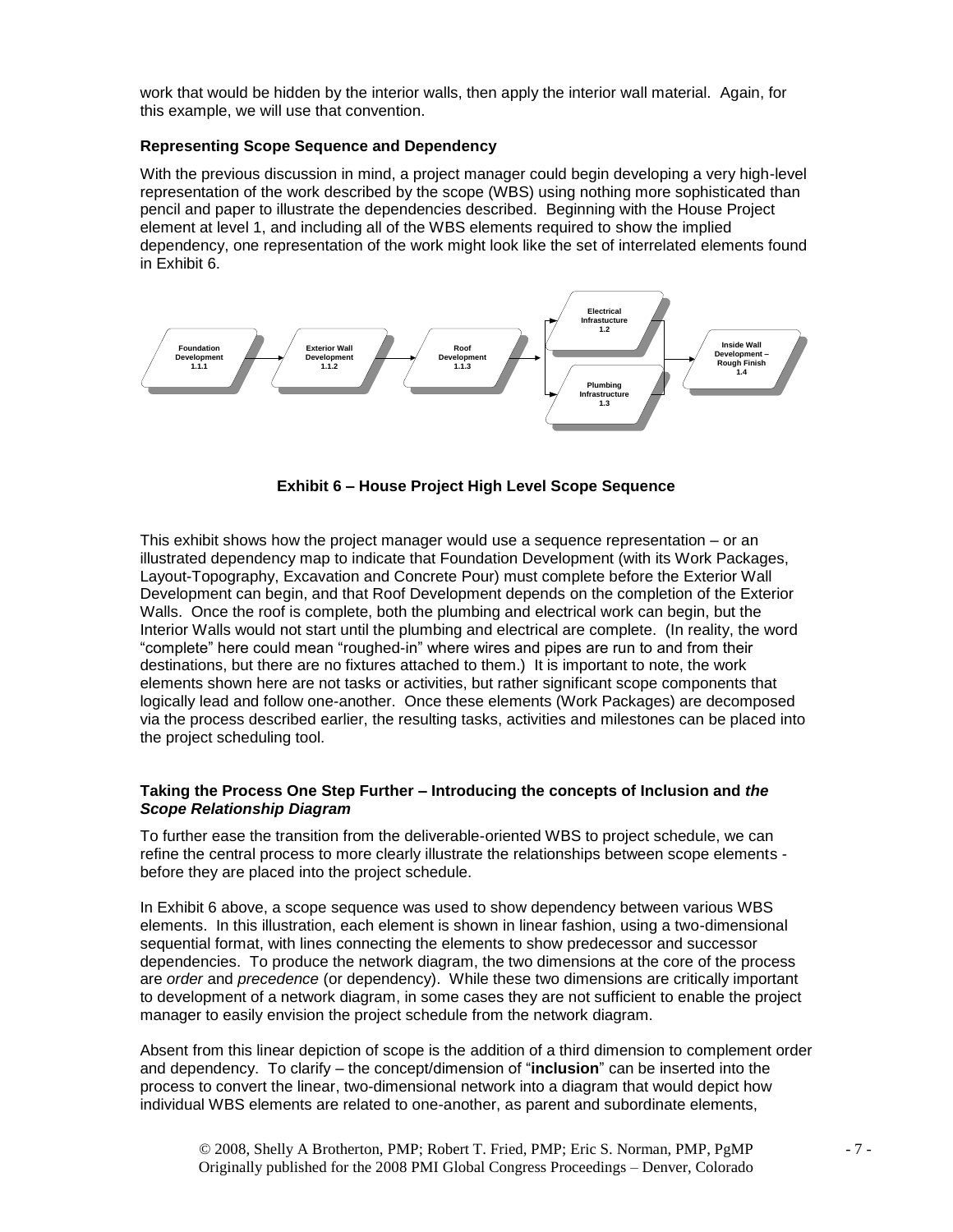work that would be hidden by the interior walls, then apply the interior wall material. Again, for this example, we will use that convention.

### Representing Scope Sequence and Dependency

With the previous discussion in mind, a project manager could begin developing a very high-level representation of the work described by the scope (WBS) using nothing more sophisticated than pencil and paper to illustrate the dependencies described. Beginning with the House Project element at level 1, and including all of the WBS elements required to show the implied dependency, one representation of the work might look like the set of interrelated elements found in Exhibit 6.

Foundation Development 1.1.1 → Exterior Wall Development 1.1.2 → Roof Development 1.1.3 → Electrical Infrastucture 1.2 / Plumbing Infrastructure 1.3 → Inside Wall Development – Rough Finish 1.4

**Exhibit 6 – House Project High Level Scope Sequence**

This exhibit shows how the project manager would use a sequence representation – or an illustrated dependency map to indicate that Foundation Development (with its Work Packages, Layout-Topography, Excavation and Concrete Pour) must complete before the Exterior Wall Development can begin, and that Roof Development depends on the completion of the Exterior Walls. Once the roof is complete, both the plumbing and electrical work can begin, but the Interior Walls would not start until the plumbing and electrical are complete. (In reality, the word "complete" here could mean "roughed-in" where wires and pipes are run to and from their destinations, but there are no fixtures attached to them.) It is important to note, the work elements shown here are not tasks or activities, but rather significant scope components that logically lead and follow one-another. Once these elements (Work Packages) are decomposed via the process described earlier, the resulting tasks, activities and milestones can be placed into the project scheduling tool.

### Taking the Process One Step Further – Introducing the concepts of Inclusion and *the Scope Relationship Diagram*

To further ease the transition from the deliverable-oriented WBS to project schedule, we can refine the central process to more clearly illustrate the relationships between scope elements - before they are placed into the project schedule.

In Exhibit 6 above, a scope sequence was used to show dependency between various WBS elements. In this illustration, each element is shown in linear fashion, using a two-dimensional sequential format, with lines connecting the elements to show predecessor and successor dependencies. To produce the network diagram, the two dimensions at the core of the process are *order* and *precedence* (or dependency). While these two dimensions are critically important to development of a network diagram, in some cases they are not sufficient to enable the project manager to easily envision the project schedule from the network diagram.

Absent from this linear depiction of scope is the addition of a third dimension to complement order and dependency. To clarify – the concept/dimension of "**inclusion**" can be inserted into the process to convert the linear, two-dimensional network into a diagram that would depict how individual WBS elements are related to one-another, as parent and subordinate elements,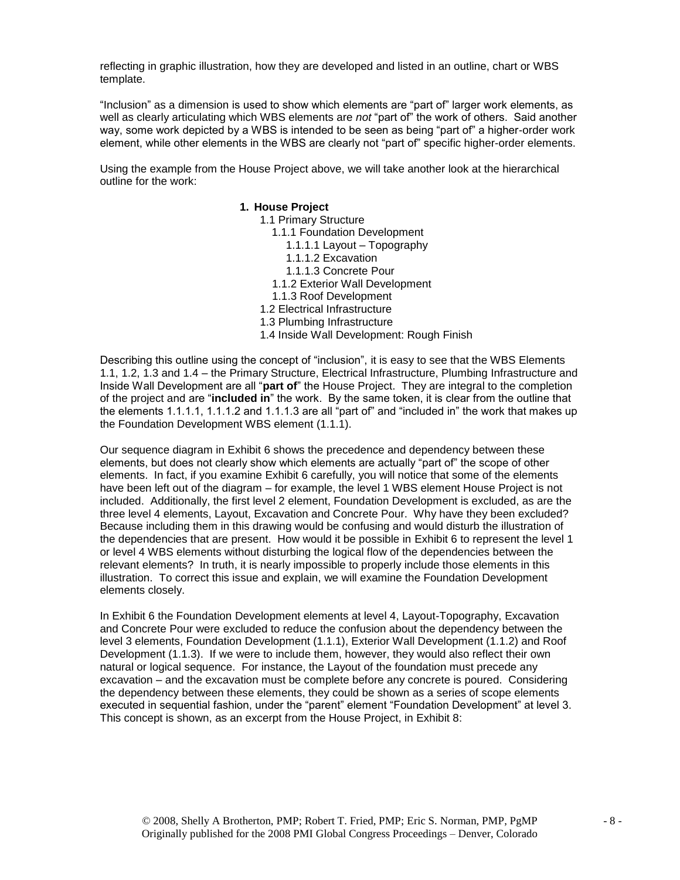reflecting in graphic illustration, how they are developed and listed in an outline, chart or WBS template.

"Inclusion" as a dimension is used to show which elements are "part of" larger work elements, as well as clearly articulating which WBS elements are *not* "part of" the work of others. Said another way, some work depicted by a WBS is intended to be seen as being "part of" a higher-order work element, while other elements in the WBS are clearly not "part of" specific higher-order elements.

Using the example from the House Project above, we will take another look at the hierarchical outline for the work:

**1. House Project**
- 1.1 Primary Structure
  - 1.1.1 Foundation Development
    - 1.1.1.1 Layout – Topography
    - 1.1.1.2 Excavation
    - 1.1.1.3 Concrete Pour
  - 1.1.2 Exterior Wall Development
  - 1.1.3 Roof Development
- 1.2 Electrical Infrastructure
- 1.3 Plumbing Infrastructure
- 1.4 Inside Wall Development: Rough Finish

Describing this outline using the concept of "inclusion", it is easy to see that the WBS Elements 1.1, 1.2, 1.3 and 1.4 – the Primary Structure, Electrical Infrastructure, Plumbing Infrastructure and Inside Wall Development are all "**part of**" the House Project. They are integral to the completion of the project and are "**included in**" the work. By the same token, it is clear from the outline that the elements 1.1.1.1, 1.1.1.2 and 1.1.1.3 are all "part of" and "included in" the work that makes up the Foundation Development WBS element (1.1.1).

Our sequence diagram in Exhibit 6 shows the precedence and dependency between these elements, but does not clearly show which elements are actually "part of" the scope of other elements. In fact, if you examine Exhibit 6 carefully, you will notice that some of the elements have been left out of the diagram – for example, the level 1 WBS element House Project is not included. Additionally, the first level 2 element, Foundation Development is excluded, as are the three level 4 elements, Layout, Excavation and Concrete Pour. Why have they been excluded? Because including them in this drawing would be confusing and would disturb the illustration of the dependencies that are present. How would it be possible in Exhibit 6 to represent the level 1 or level 4 WBS elements without disturbing the logical flow of the dependencies between the relevant elements? In truth, it is nearly impossible to properly include those elements in this illustration. To correct this issue and explain, we will examine the Foundation Development elements closely.

In Exhibit 6 the Foundation Development elements at level 4, Layout-Topography, Excavation and Concrete Pour were excluded to reduce the confusion about the dependency between the level 3 elements, Foundation Development (1.1.1), Exterior Wall Development (1.1.2) and Roof Development (1.1.3). If we were to include them, however, they would also reflect their own natural or logical sequence. For instance, the Layout of the foundation must precede any excavation – and the excavation must be complete before any concrete is poured. Considering the dependency between these elements, they could be shown as a series of scope elements executed in sequential fashion, under the "parent" element "Foundation Development" at level 3. This concept is shown, as an excerpt from the House Project, in Exhibit 8: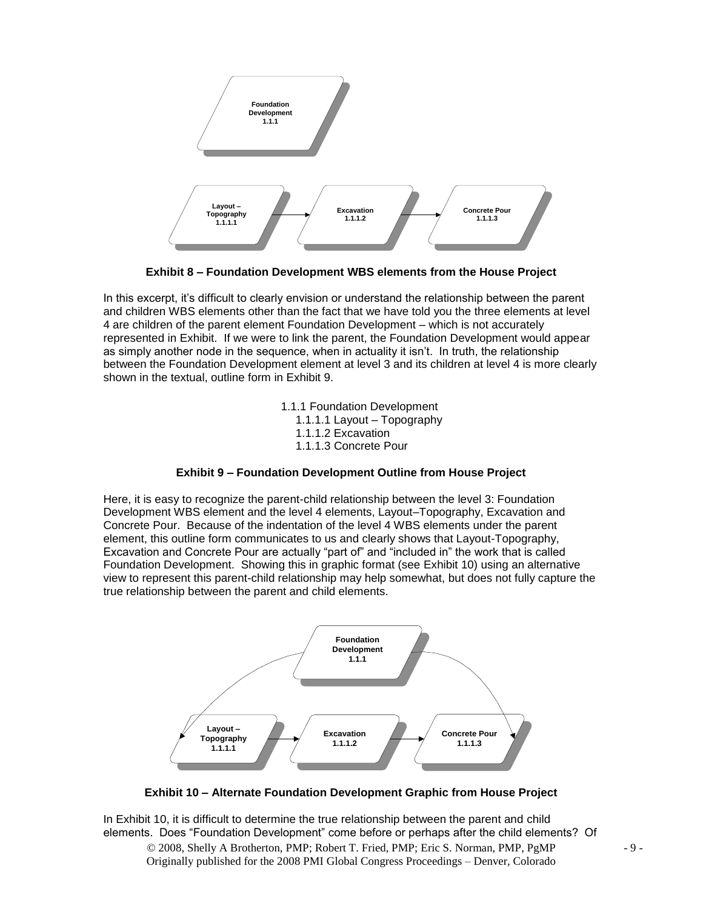**Exhibit 8 – Foundation Development WBS elements from the House Project**

In this excerpt, it's difficult to clearly envision or understand the relationship between the parent and children WBS elements other than the fact that we have told you the three elements at level 4 are children of the parent element Foundation Development – which is not accurately represented in Exhibit. If we were to link the parent, the Foundation Development would appear as simply another node in the sequence, when in actuality it isn't. In truth, the relationship between the Foundation Development element at level 3 and its children at level 4 is more clearly shown in the textual, outline form in Exhibit 9.

1.1.1 Foundation Development
- 1.1.1.1 Layout – Topography
- 1.1.1.2 Excavation
- 1.1.1.3 Concrete Pour

**Exhibit 9 – Foundation Development Outline from House Project**

Here, it is easy to recognize the parent-child relationship between the level 3: Foundation Development WBS element and the level 4 elements, Layout–Topography, Excavation and Concrete Pour. Because of the indentation of the level 4 WBS elements under the parent element, this outline form communicates to us and clearly shows that Layout-Topography, Excavation and Concrete Pour are actually "part of" and "included in" the work that is called Foundation Development. Showing this in graphic format (see Exhibit 10) using an alternative view to represent this parent-child relationship may help somewhat, but does not fully capture the true relationship between the parent and child elements.

**Exhibit 10 – Alternate Foundation Development Graphic from House Project**

In Exhibit 10, it is difficult to determine the true relationship between the parent and child elements. Does "Foundation Development" come before or perhaps after the child elements? Of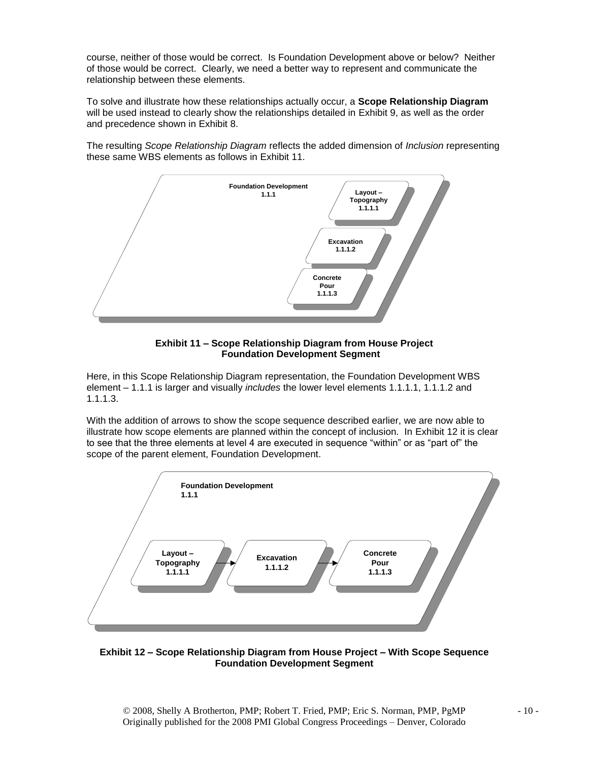course, neither of those would be correct. Is Foundation Development above or below? Neither of those would be correct. Clearly, we need a better way to represent and communicate the relationship between these elements.

To solve and illustrate how these relationships actually occur, a **Scope Relationship Diagram** will be used instead to clearly show the relationships detailed in Exhibit 9, as well as the order and precedence shown in Exhibit 8.

The resulting *Scope Relationship Diagram* reflects the added dimension of *Inclusion* representing these same WBS elements as follows in Exhibit 11.

**Foundation Development 1.1.1**

**Layout – Topography 1.1.1.1**

**Excavation 1.1.1.2**

**Concrete Pour 1.1.1.3**

**Exhibit 11 – Scope Relationship Diagram from House Project Foundation Development Segment**

Here, in this Scope Relationship Diagram representation, the Foundation Development WBS element – 1.1.1 is larger and visually *includes* the lower level elements 1.1.1.1, 1.1.1.2 and 1.1.1.3.

With the addition of arrows to show the scope sequence described earlier, we are now able to illustrate how scope elements are planned within the concept of inclusion. In Exhibit 12 it is clear to see that the three elements at level 4 are executed in sequence "within" or as "part of" the scope of the parent element, Foundation Development.

**Foundation Development 1.1.1**

**Layout – Topography 1.1.1.1** → **Excavation 1.1.1.2** → **Concrete Pour 1.1.1.3**

**Exhibit 12 – Scope Relationship Diagram from House Project – With Scope Sequence Foundation Development Segment**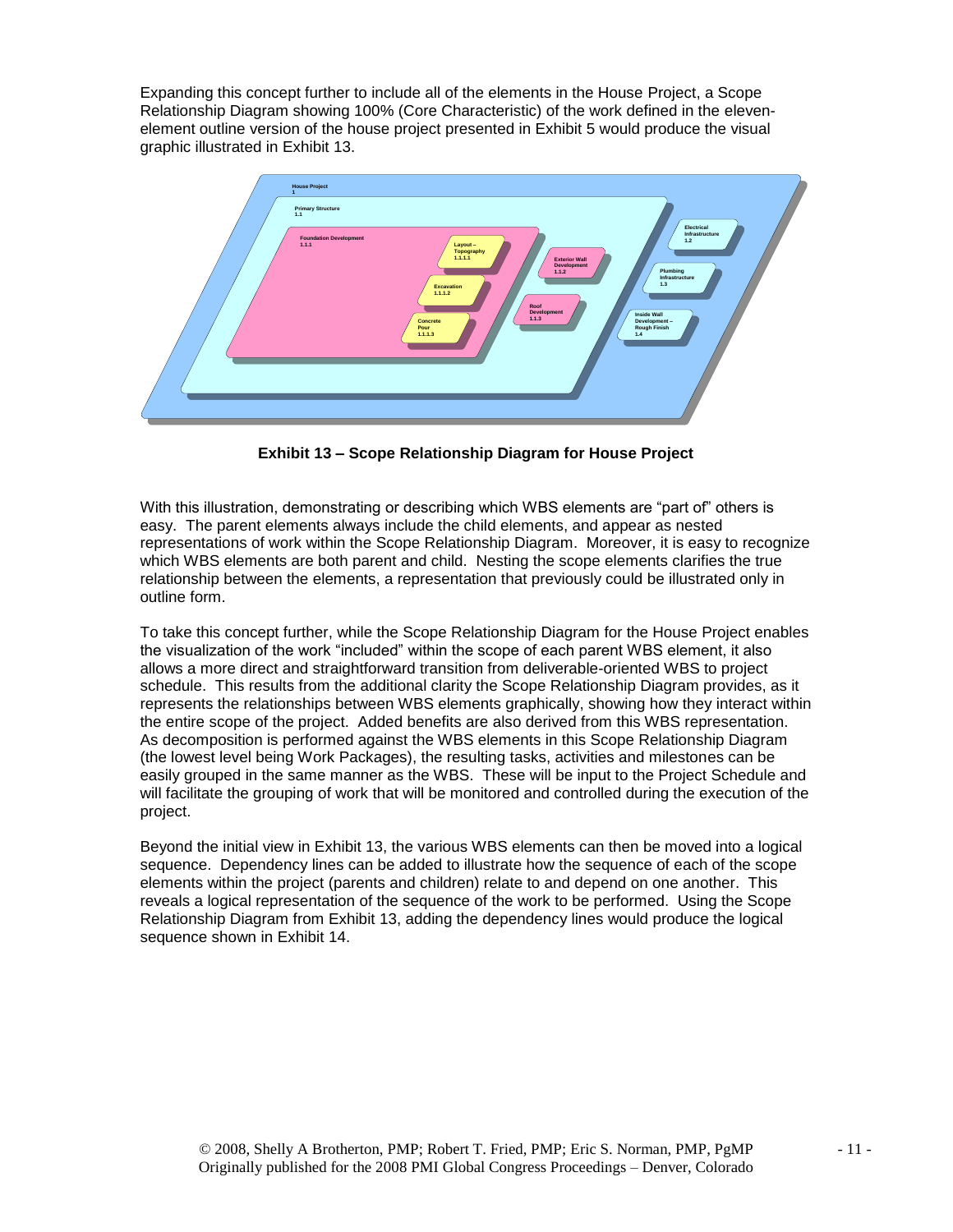Expanding this concept further to include all of the elements in the House Project, a Scope Relationship Diagram showing 100% (Core Characteristic) of the work defined in the eleven-element outline version of the house project presented in Exhibit 5 would produce the visual graphic illustrated in Exhibit 13.

House Project
1

Primary Structure
1.1

Foundation Development
1.1.1

Layout – Topography
1.1.1.1

Excavation
1.1.1.2

Concrete Pour
1.1.1.3

Exterior Wall Development
1.1.2

Roof Development
1.1.3

Electrical Infrastructure
1.2

Plumbing Infrastructure
1.3

Inside Wall Development – Rough Finish
1.4

**Exhibit 13 – Scope Relationship Diagram for House Project**

With this illustration, demonstrating or describing which WBS elements are "part of" others is easy. The parent elements always include the child elements, and appear as nested representations of work within the Scope Relationship Diagram. Moreover, it is easy to recognize which WBS elements are both parent and child. Nesting the scope elements clarifies the true relationship between the elements, a representation that previously could be illustrated only in outline form.

To take this concept further, while the Scope Relationship Diagram for the House Project enables the visualization of the work "included" within the scope of each parent WBS element, it also allows a more direct and straightforward transition from deliverable-oriented WBS to project schedule. This results from the additional clarity the Scope Relationship Diagram provides, as it represents the relationships between WBS elements graphically, showing how they interact within the entire scope of the project. Added benefits are also derived from this WBS representation. As decomposition is performed against the WBS elements in this Scope Relationship Diagram (the lowest level being Work Packages), the resulting tasks, activities and milestones can be easily grouped in the same manner as the WBS. These will be input to the Project Schedule and will facilitate the grouping of work that will be monitored and controlled during the execution of the project.

Beyond the initial view in Exhibit 13, the various WBS elements can then be moved into a logical sequence. Dependency lines can be added to illustrate how the sequence of each of the scope elements within the project (parents and children) relate to and depend on one another. This reveals a logical representation of the sequence of the work to be performed. Using the Scope Relationship Diagram from Exhibit 13, adding the dependency lines would produce the logical sequence shown in Exhibit 14.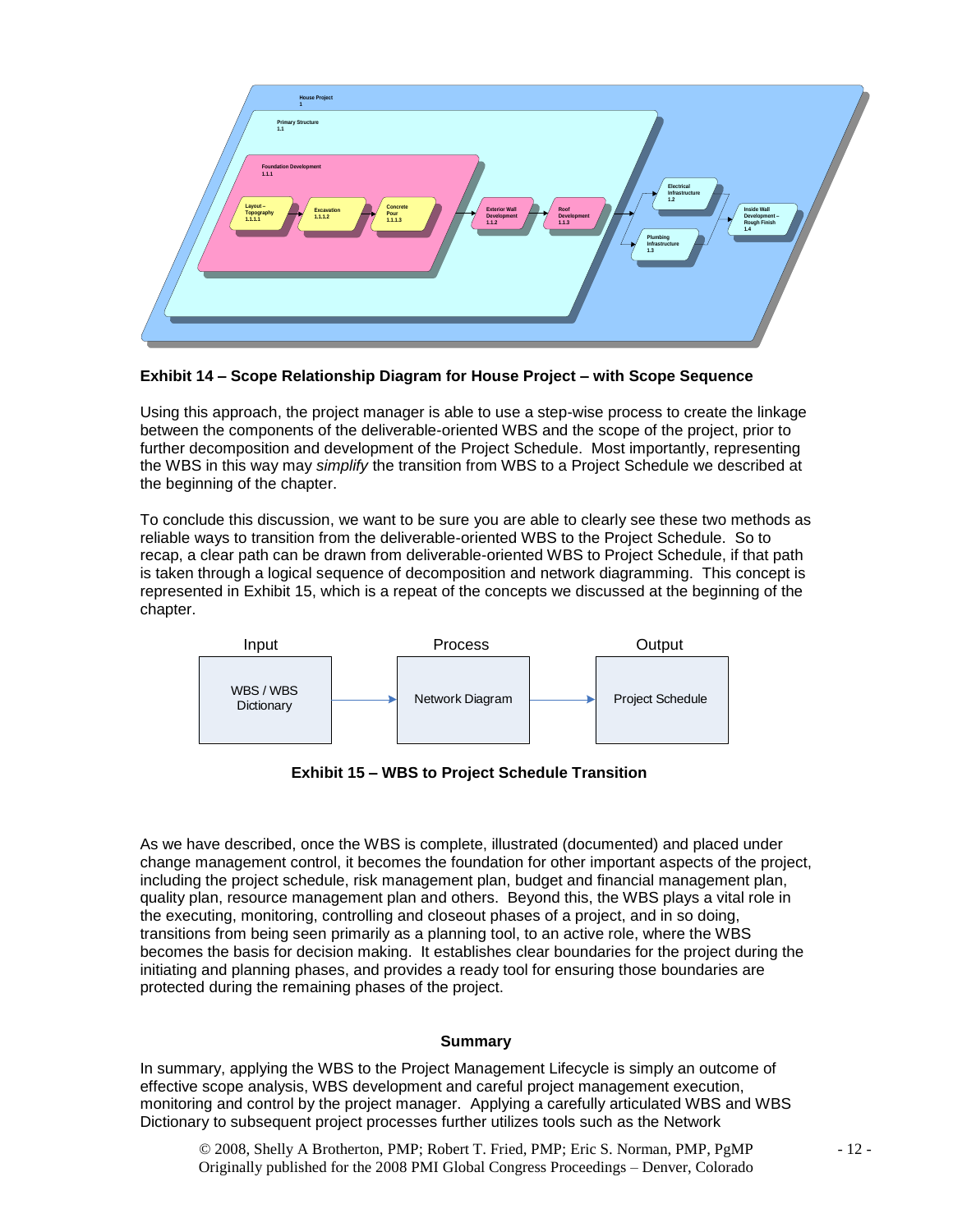**Exhibit 14 – Scope Relationship Diagram for House Project – with Scope Sequence**

Using this approach, the project manager is able to use a step-wise process to create the linkage between the components of the deliverable-oriented WBS and the scope of the project, prior to further decomposition and development of the Project Schedule. Most importantly, representing the WBS in this way may *simplify* the transition from WBS to a Project Schedule we described at the beginning of the chapter.

To conclude this discussion, we want to be sure you are able to clearly see these two methods as reliable ways to transition from the deliverable-oriented WBS to the Project Schedule. So to recap, a clear path can be drawn from deliverable-oriented WBS to Project Schedule, if that path is taken through a logical sequence of decomposition and network diagramming. This concept is represented in Exhibit 15, which is a repeat of the concepts we discussed at the beginning of the chapter.

**Exhibit 15 – WBS to Project Schedule Transition**

As we have described, once the WBS is complete, illustrated (documented) and placed under change management control, it becomes the foundation for other important aspects of the project, including the project schedule, risk management plan, budget and financial management plan, quality plan, resource management plan and others. Beyond this, the WBS plays a vital role in the executing, monitoring, controlling and closeout phases of a project, and in so doing, transitions from being seen primarily as a planning tool, to an active role, where the WBS becomes the basis for decision making. It establishes clear boundaries for the project during the initiating and planning phases, and provides a ready tool for ensuring those boundaries are protected during the remaining phases of the project.

## Summary

In summary, applying the WBS to the Project Management Lifecycle is simply an outcome of effective scope analysis, WBS development and careful project management execution, monitoring and control by the project manager. Applying a carefully articulated WBS and WBS Dictionary to subsequent project processes further utilizes tools such as the Network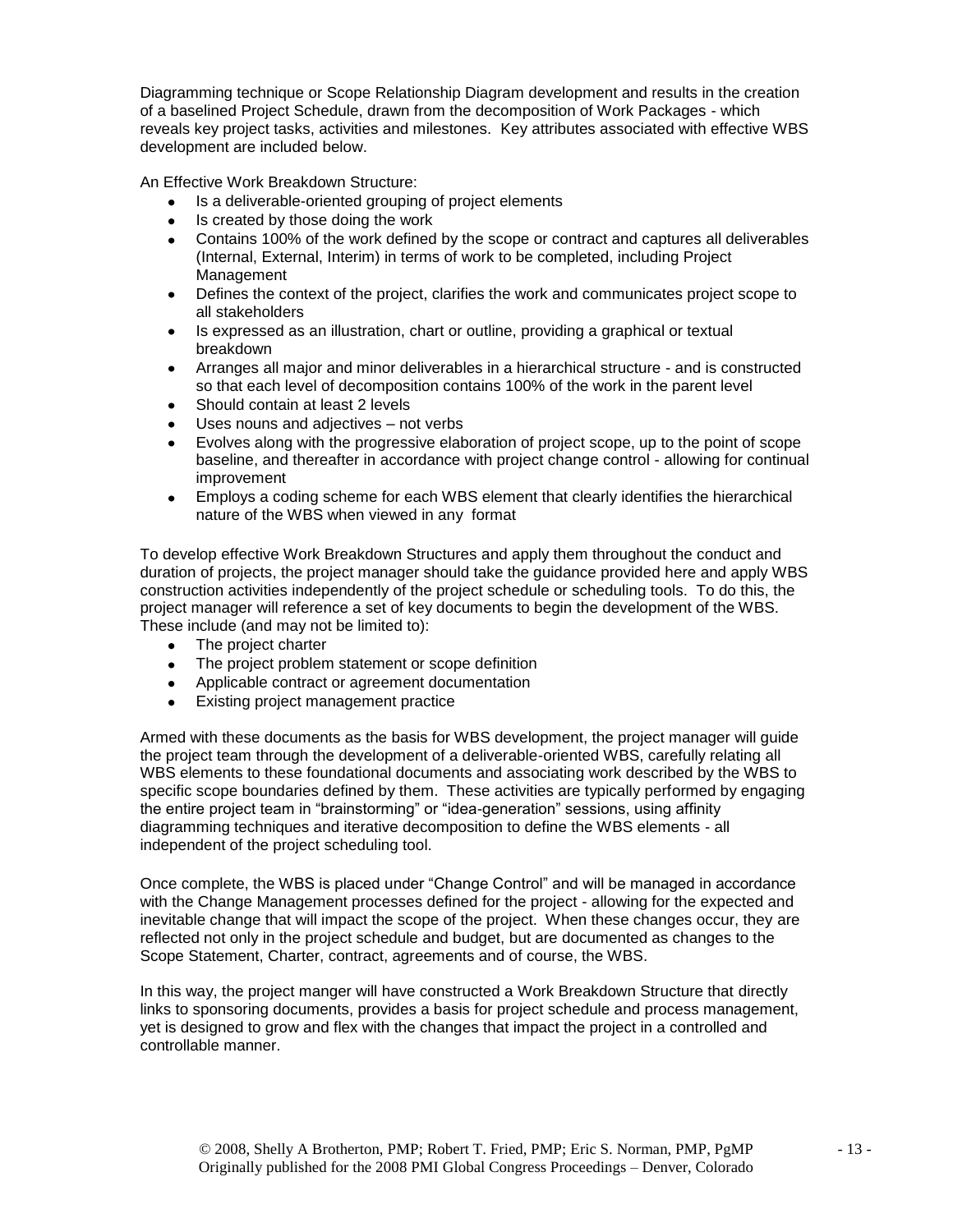Diagramming technique or Scope Relationship Diagram development and results in the creation of a baselined Project Schedule, drawn from the decomposition of Work Packages - which reveals key project tasks, activities and milestones. Key attributes associated with effective WBS development are included below.

An Effective Work Breakdown Structure:

- Is a deliverable-oriented grouping of project elements
- Is created by those doing the work
- Contains 100% of the work defined by the scope or contract and captures all deliverables (Internal, External, Interim) in terms of work to be completed, including Project Management
- Defines the context of the project, clarifies the work and communicates project scope to all stakeholders
- Is expressed as an illustration, chart or outline, providing a graphical or textual breakdown
- Arranges all major and minor deliverables in a hierarchical structure - and is constructed so that each level of decomposition contains 100% of the work in the parent level
- Should contain at least 2 levels
- Uses nouns and adjectives – not verbs
- Evolves along with the progressive elaboration of project scope, up to the point of scope baseline, and thereafter in accordance with project change control - allowing for continual improvement
- Employs a coding scheme for each WBS element that clearly identifies the hierarchical nature of the WBS when viewed in any format

To develop effective Work Breakdown Structures and apply them throughout the conduct and duration of projects, the project manager should take the guidance provided here and apply WBS construction activities independently of the project schedule or scheduling tools. To do this, the project manager will reference a set of key documents to begin the development of the WBS. These include (and may not be limited to):

- The project charter
- The project problem statement or scope definition
- Applicable contract or agreement documentation
- Existing project management practice

Armed with these documents as the basis for WBS development, the project manager will guide the project team through the development of a deliverable-oriented WBS, carefully relating all WBS elements to these foundational documents and associating work described by the WBS to specific scope boundaries defined by them. These activities are typically performed by engaging the entire project team in "brainstorming" or "idea-generation" sessions, using affinity diagramming techniques and iterative decomposition to define the WBS elements - all independent of the project scheduling tool.

Once complete, the WBS is placed under "Change Control" and will be managed in accordance with the Change Management processes defined for the project - allowing for the expected and inevitable change that will impact the scope of the project. When these changes occur, they are reflected not only in the project schedule and budget, but are documented as changes to the Scope Statement, Charter, contract, agreements and of course, the WBS.

In this way, the project manger will have constructed a Work Breakdown Structure that directly links to sponsoring documents, provides a basis for project schedule and process management, yet is designed to grow and flex with the changes that impact the project in a controlled and controllable manner.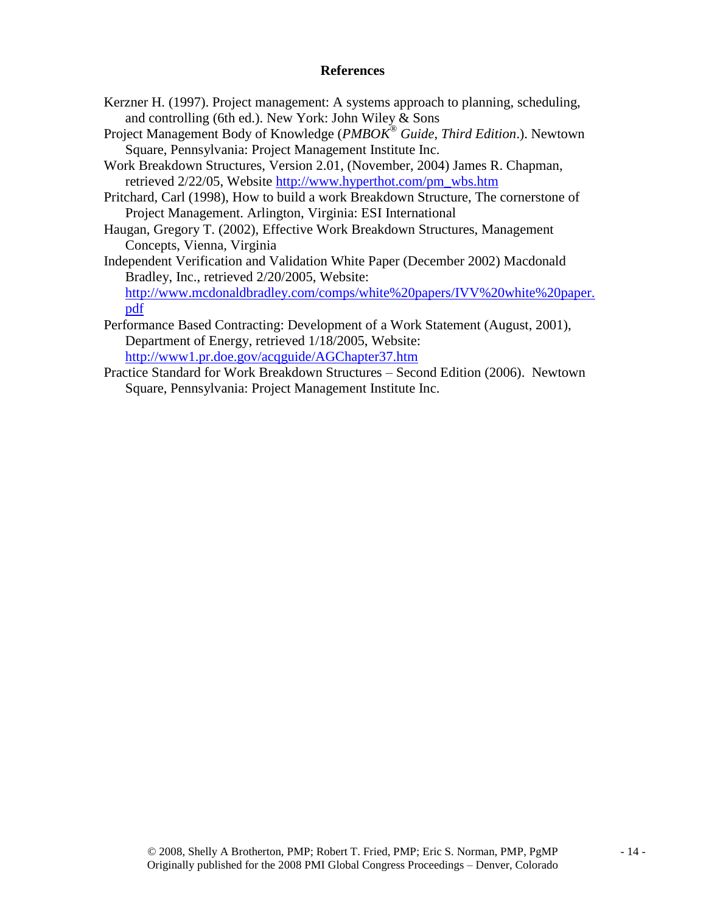## References

Kerzner H. (1997). Project management: A systems approach to planning, scheduling, and controlling (6th ed.). New York: John Wiley & Sons

Project Management Body of Knowledge (*PMBOK® Guide, Third Edition*.). Newtown Square, Pennsylvania: Project Management Institute Inc.

Work Breakdown Structures, Version 2.01, (November, 2004) James R. Chapman, retrieved 2/22/05, Website http://www.hyperthot.com/pm_wbs.htm

Pritchard, Carl (1998), How to build a work Breakdown Structure, The cornerstone of Project Management. Arlington, Virginia: ESI International

Haugan, Gregory T. (2002), Effective Work Breakdown Structures, Management Concepts, Vienna, Virginia

Independent Verification and Validation White Paper (December 2002) Macdonald Bradley, Inc., retrieved 2/20/2005, Website: http://www.mcdonaldbradley.com/comps/white%20papers/IVV%20white%20paper.pdf

Performance Based Contracting: Development of a Work Statement (August, 2001), Department of Energy, retrieved 1/18/2005, Website: http://www1.pr.doe.gov/acqguide/AGChapter37.htm

Practice Standard for Work Breakdown Structures – Second Edition (2006). Newtown Square, Pennsylvania: Project Management Institute Inc.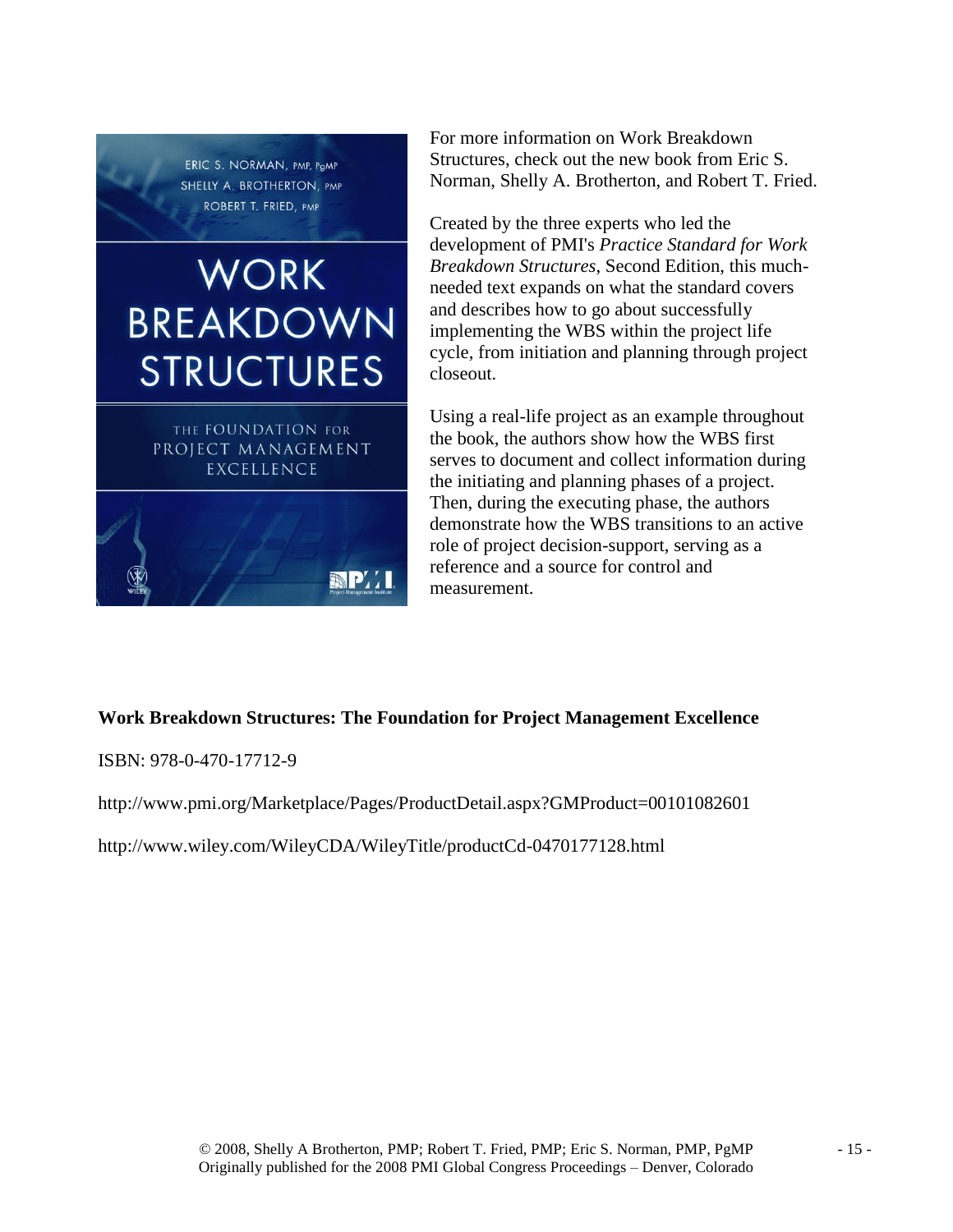For more information on Work Breakdown Structures, check out the new book from Eric S. Norman, Shelly A. Brotherton, and Robert T. Fried.

Created by the three experts who led the development of PMI's *Practice Standard for Work Breakdown Structures*, Second Edition, this much-needed text expands on what the standard covers and describes how to go about successfully implementing the WBS within the project life cycle, from initiation and planning through project closeout.

Using a real-life project as an example throughout the book, the authors show how the WBS first serves to document and collect information during the initiating and planning phases of a project. Then, during the executing phase, the authors demonstrate how the WBS transitions to an active role of project decision-support, serving as a reference and a source for control and measurement.

**Work Breakdown Structures: The Foundation for Project Management Excellence**

ISBN: 978-0-470-17712-9

http://www.pmi.org/Marketplace/Pages/ProductDetail.aspx?GMProduct=00101082601

http://www.wiley.com/WileyCDA/WileyTitle/productCd-0470177128.html